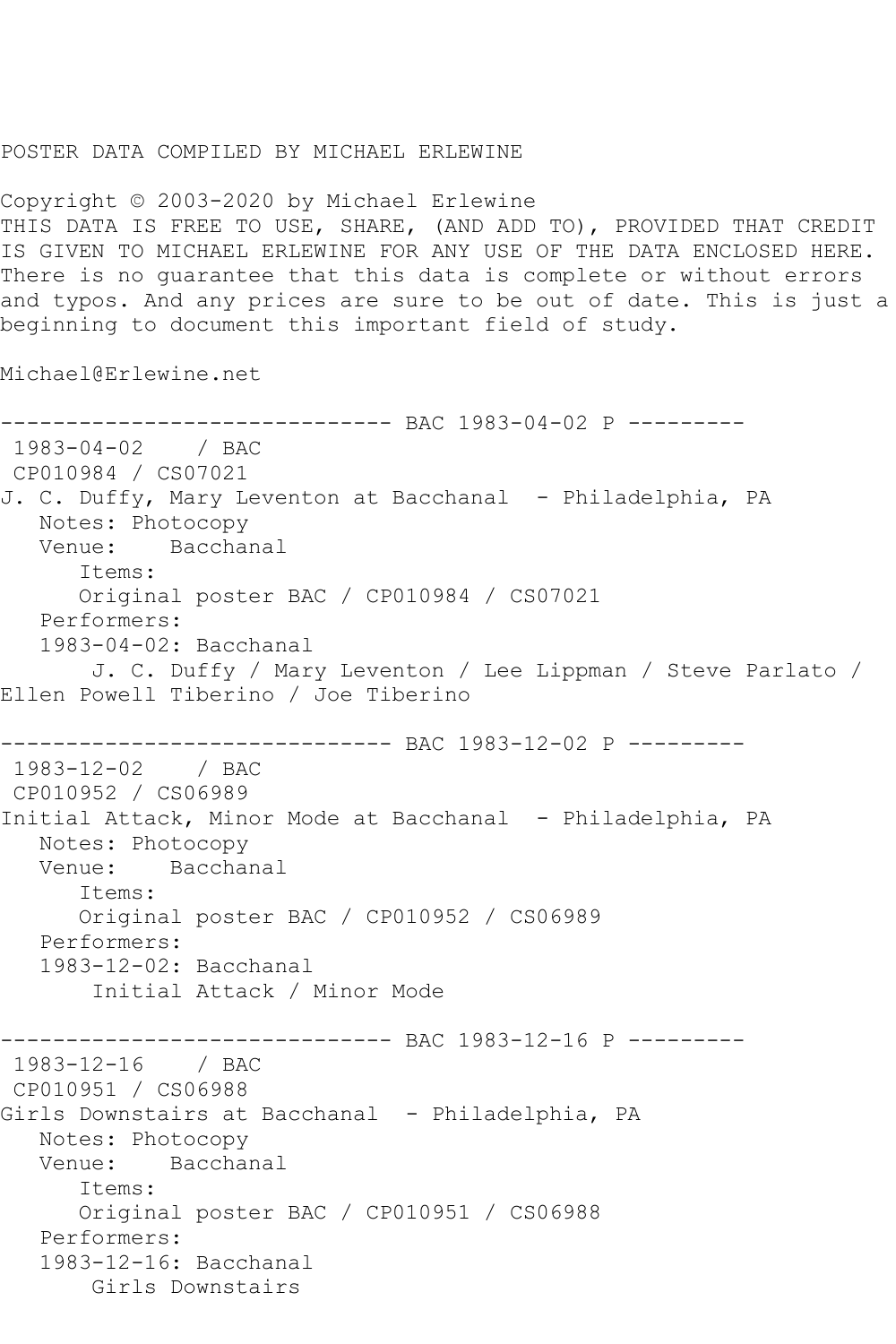POSTER DATA COMPILED BY MICHAEL ERLEWINE

Copyright © 2003-2020 by Michael Erlewine
THIS DATA IS FREE TO USE, SHARE, (AND ADD TO), PROVIDED THAT CREDIT IS GIVEN TO MICHAEL ERLEWINE FOR ANY USE OF THE DATA ENCLOSED HERE. There is no guarantee that this data is complete or without errors and typos. And any prices are sure to be out of date. This is just a beginning to document this important field of study.

Michael@Erlewine.net

------------------------------ BAC 1983-04-02 P ---------

1983-04-02 / BAC
CP010984 / CS07021
J. C. Duffy, Mary Leventon at Bacchanal - Philadelphia, PA
Notes: Photocopy
Venue: Bacchanal
Items:
Original poster BAC / CP010984 / CS07021
Performers:
1983-04-02: Bacchanal
J. C. Duffy / Mary Leventon / Lee Lippman / Steve Parlato / Ellen Powell Tiberino / Joe Tiberino

------------------------------ BAC 1983-12-02 P ---------

1983-12-02 / BAC
CP010952 / CS06989
Initial Attack, Minor Mode at Bacchanal - Philadelphia, PA
Notes: Photocopy
Venue: Bacchanal
Items:
Original poster BAC / CP010952 / CS06989
Performers:
1983-12-02: Bacchanal
Initial Attack / Minor Mode

------------------------------ BAC 1983-12-16 P ---------

1983-12-16 / BAC
CP010951 / CS06988
Girls Downstairs at Bacchanal - Philadelphia, PA
Notes: Photocopy
Venue: Bacchanal
Items:
Original poster BAC / CP010951 / CS06988
Performers:
1983-12-16: Bacchanal
Girls Downstairs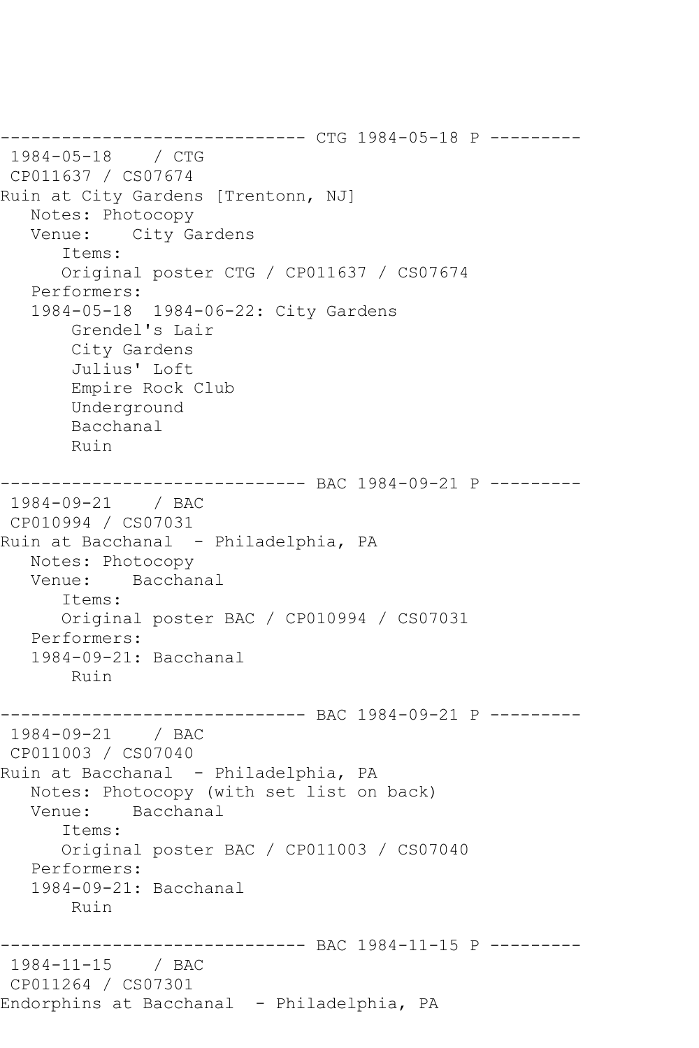------------------------------ CTG 1984-05-18 P ---------
1984-05-18    / CTG
CP011637 / CS07674
Ruin at City Gardens [Trentonn, NJ]
   Notes: Photocopy
   Venue:    City Gardens
      Items:
      Original poster CTG / CP011637 / CS07674
   Performers:
   1984-05-18  1984-06-22: City Gardens
       Grendel's Lair
       City Gardens
       Julius' Loft
       Empire Rock Club
       Underground
       Bacchanal
       Ruin

------------------------------ BAC 1984-09-21 P ---------
1984-09-21    / BAC
CP010994 / CS07031
Ruin at Bacchanal  - Philadelphia, PA
   Notes: Photocopy
   Venue:    Bacchanal
      Items:
      Original poster BAC / CP010994 / CS07031
   Performers:
   1984-09-21: Bacchanal
       Ruin

------------------------------ BAC 1984-09-21 P ---------
1984-09-21    / BAC
CP011003 / CS07040
Ruin at Bacchanal  - Philadelphia, PA
   Notes: Photocopy (with set list on back)
   Venue:    Bacchanal
      Items:
      Original poster BAC / CP011003 / CS07040
   Performers:
   1984-09-21: Bacchanal
       Ruin

------------------------------ BAC 1984-11-15 P ---------
1984-11-15    / BAC
CP011264 / CS07301
Endorphins at Bacchanal  - Philadelphia, PA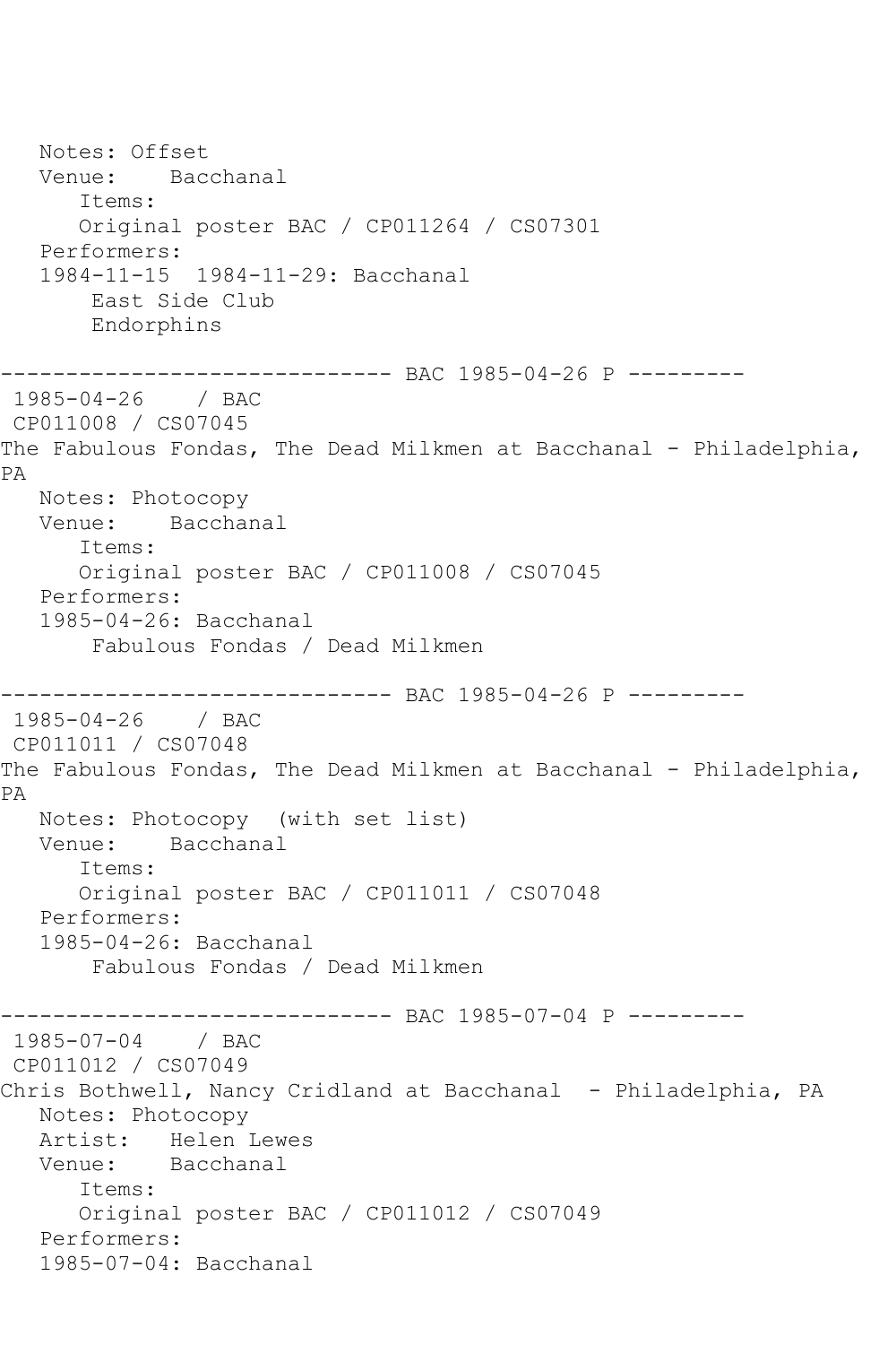```
   Notes: Offset
   Venue:    Bacchanal
      Items:
      Original poster BAC / CP011264 / CS07301
   Performers:
   1984-11-15  1984-11-29: Bacchanal
       East Side Club
       Endorphins

------------------------------ BAC 1985-04-26 P ---------
 1985-04-26    / BAC
 CP011008 / CS07045
The Fabulous Fondas, The Dead Milkmen at Bacchanal - Philadelphia,
PA
   Notes: Photocopy
   Venue:    Bacchanal
      Items:
      Original poster BAC / CP011008 / CS07045
   Performers:
   1985-04-26: Bacchanal
       Fabulous Fondas / Dead Milkmen

------------------------------ BAC 1985-04-26 P ---------
 1985-04-26    / BAC
 CP011011 / CS07048
The Fabulous Fondas, The Dead Milkmen at Bacchanal - Philadelphia,
PA
   Notes: Photocopy  (with set list)
   Venue:    Bacchanal
      Items:
      Original poster BAC / CP011011 / CS07048
   Performers:
   1985-04-26: Bacchanal
       Fabulous Fondas / Dead Milkmen

------------------------------ BAC 1985-07-04 P ---------
 1985-07-04    / BAC
 CP011012 / CS07049
Chris Bothwell, Nancy Cridland at Bacchanal  - Philadelphia, PA
   Notes: Photocopy
   Artist:   Helen Lewes
   Venue:    Bacchanal
      Items:
      Original poster BAC / CP011012 / CS07049
   Performers:
   1985-07-04: Bacchanal
```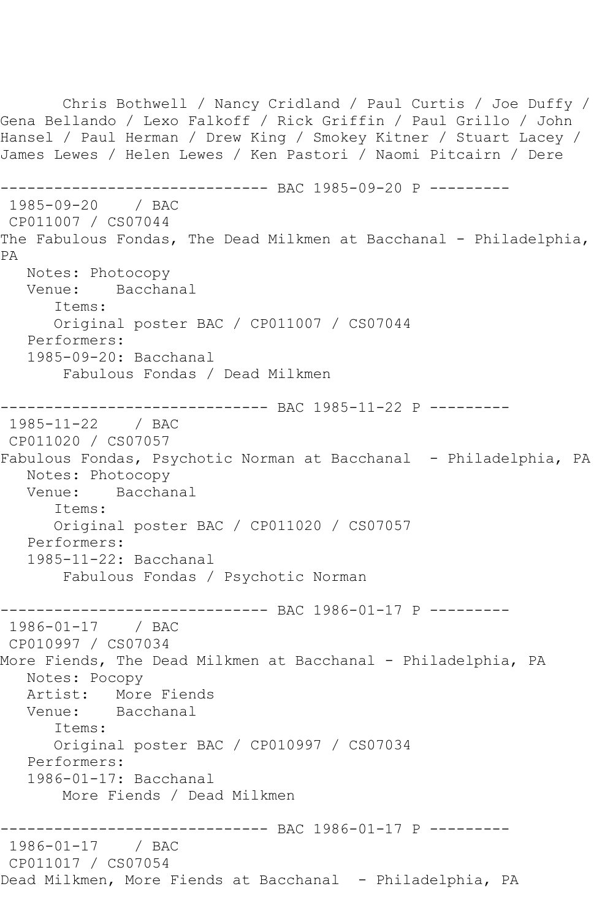Chris Bothwell / Nancy Cridland / Paul Curtis / Joe Duffy / Gena Bellando / Lexo Falkoff / Rick Griffin / Paul Grillo / John Hansel / Paul Herman / Drew King / Smokey Kitner / Stuart Lacey / James Lewes / Helen Lewes / Ken Pastori / Naomi Pitcairn / Dere

```
------------------------------ BAC 1985-09-20 P ---------
 1985-09-20    / BAC
 CP011007 / CS07044
The Fabulous Fondas, The Dead Milkmen at Bacchanal - Philadelphia, PA
   Notes: Photocopy
   Venue:    Bacchanal
      Items:
      Original poster BAC / CP011007 / CS07044
   Performers:
   1985-09-20: Bacchanal
       Fabulous Fondas / Dead Milkmen

------------------------------ BAC 1985-11-22 P ---------
 1985-11-22    / BAC
 CP011020 / CS07057
Fabulous Fondas, Psychotic Norman at Bacchanal  - Philadelphia, PA
   Notes: Photocopy
   Venue:    Bacchanal
      Items:
      Original poster BAC / CP011020 / CS07057
   Performers:
   1985-11-22: Bacchanal
       Fabulous Fondas / Psychotic Norman

------------------------------ BAC 1986-01-17 P ---------
 1986-01-17    / BAC
 CP010997 / CS07034
More Fiends, The Dead Milkmen at Bacchanal - Philadelphia, PA
   Notes: Pocopy
   Artist:   More Fiends
   Venue:    Bacchanal
      Items:
      Original poster BAC / CP010997 / CS07034
   Performers:
   1986-01-17: Bacchanal
       More Fiends / Dead Milkmen

------------------------------ BAC 1986-01-17 P ---------
 1986-01-17    / BAC
 CP011017 / CS07054
Dead Milkmen, More Fiends at Bacchanal  - Philadelphia, PA
```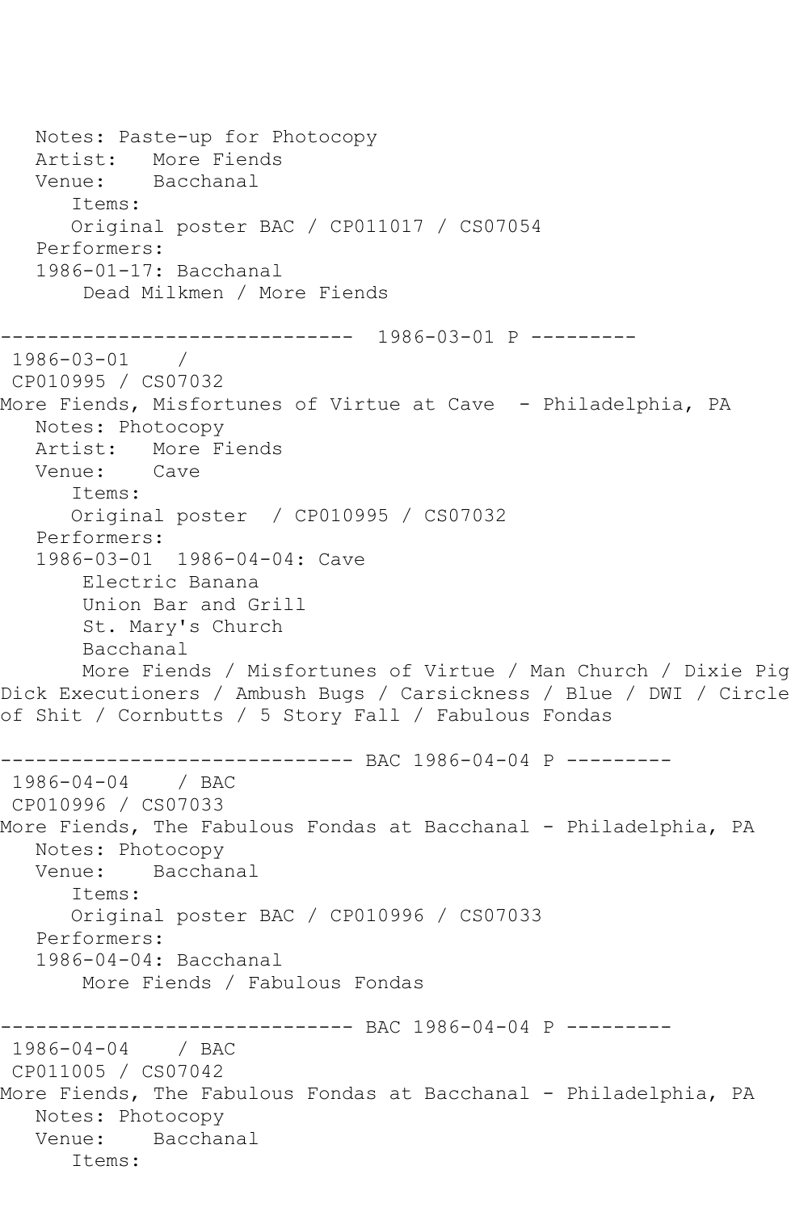```
   Notes: Paste-up for Photocopy
   Artist:   More Fiends
   Venue:    Bacchanal
      Items:
      Original poster BAC / CP011017 / CS07054
   Performers:
   1986-01-17: Bacchanal
       Dead Milkmen / More Fiends

------------------------------  1986-03-01 P ---------
 1986-03-01    /
 CP010995 / CS07032
More Fiends, Misfortunes of Virtue at Cave  - Philadelphia, PA
   Notes: Photocopy
   Artist:   More Fiends
   Venue:    Cave
      Items:
      Original poster  / CP010995 / CS07032
   Performers:
   1986-03-01  1986-04-04: Cave
       Electric Banana
       Union Bar and Grill
       St. Mary's Church
       Bacchanal
       More Fiends / Misfortunes of Virtue / Man Church / Dixie Pig
Dick Executioners / Ambush Bugs / Carsickness / Blue / DWI / Circle
of Shit / Cornbutts / 5 Story Fall / Fabulous Fondas

------------------------------ BAC 1986-04-04 P ---------
 1986-04-04    / BAC
 CP010996 / CS07033
More Fiends, The Fabulous Fondas at Bacchanal - Philadelphia, PA
   Notes: Photocopy
   Venue:    Bacchanal
      Items:
      Original poster BAC / CP010996 / CS07033
   Performers:
   1986-04-04: Bacchanal
       More Fiends / Fabulous Fondas

------------------------------ BAC 1986-04-04 P ---------
 1986-04-04    / BAC
 CP011005 / CS07042
More Fiends, The Fabulous Fondas at Bacchanal - Philadelphia, PA
   Notes: Photocopy
   Venue:    Bacchanal
      Items:
```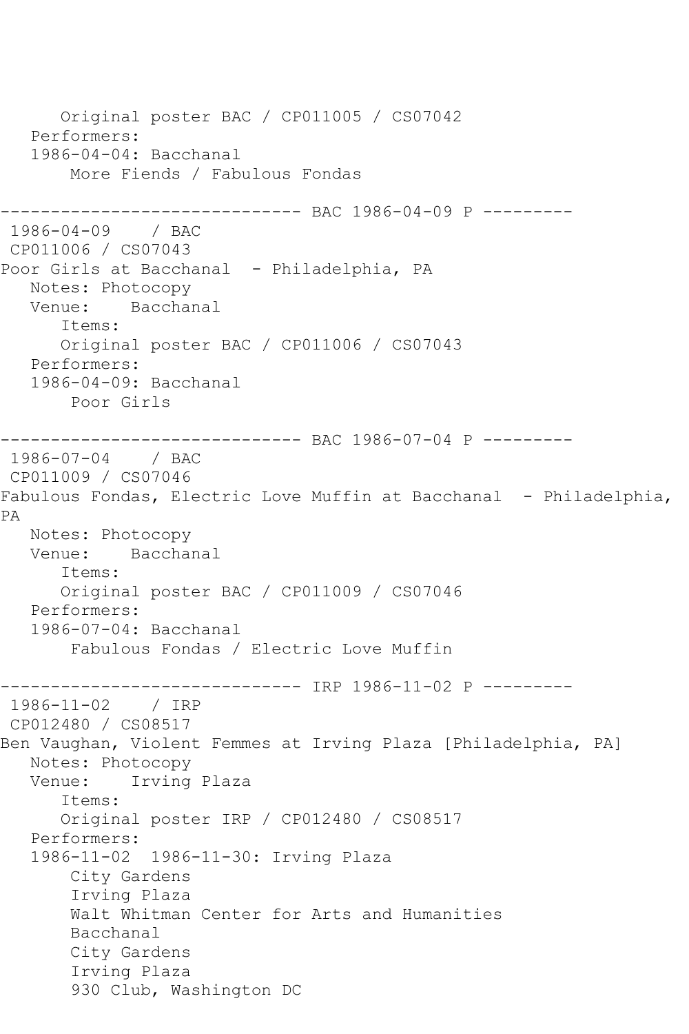```
      Original poster BAC / CP011005 / CS07042
   Performers:
   1986-04-04: Bacchanal
       More Fiends / Fabulous Fondas

------------------------------ BAC 1986-04-09 P ---------
 1986-04-09    / BAC
 CP011006 / CS07043
Poor Girls at Bacchanal  - Philadelphia, PA
   Notes: Photocopy
   Venue:    Bacchanal
      Items:
      Original poster BAC / CP011006 / CS07043
   Performers:
   1986-04-09: Bacchanal
       Poor Girls

------------------------------ BAC 1986-07-04 P ---------
 1986-07-04    / BAC
 CP011009 / CS07046
Fabulous Fondas, Electric Love Muffin at Bacchanal  - Philadelphia, 
PA
   Notes: Photocopy
   Venue:    Bacchanal
      Items:
      Original poster BAC / CP011009 / CS07046
   Performers:
   1986-07-04: Bacchanal
       Fabulous Fondas / Electric Love Muffin

------------------------------ IRP 1986-11-02 P ---------
 1986-11-02    / IRP
 CP012480 / CS08517
Ben Vaughan, Violent Femmes at Irving Plaza [Philadelphia, PA]
   Notes: Photocopy
   Venue:    Irving Plaza
      Items:
      Original poster IRP / CP012480 / CS08517
   Performers:
   1986-11-02  1986-11-30: Irving Plaza
       City Gardens
       Irving Plaza
       Walt Whitman Center for Arts and Humanities
       Bacchanal
       City Gardens
       Irving Plaza
       930 Club, Washington DC
```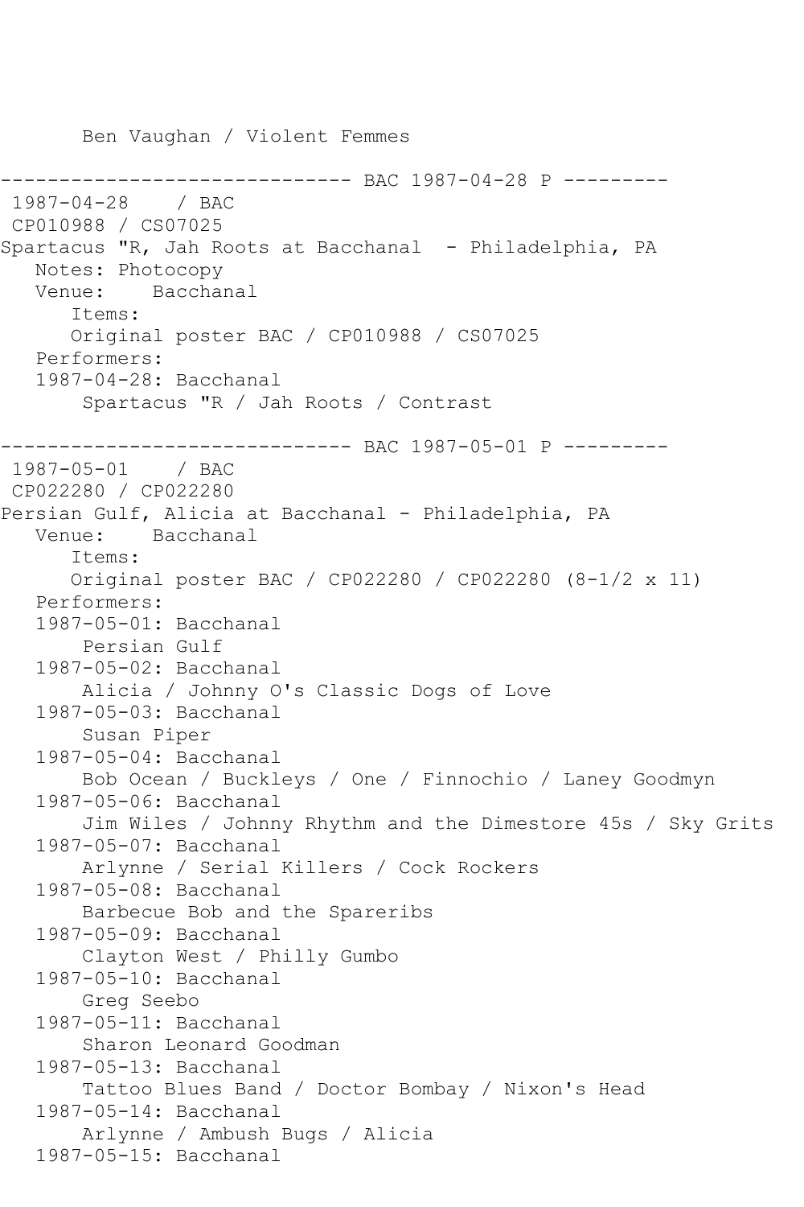Ben Vaughan / Violent Femmes

------------------------------ BAC 1987-04-28 P ---------

1987-04-28 / BAC
CP010988 / CS07025
Spartacus "R, Jah Roots at Bacchanal - Philadelphia, PA
Notes: Photocopy
Venue: Bacchanal
Items:
Original poster BAC / CP010988 / CS07025
Performers:
1987-04-28: Bacchanal
Spartacus "R / Jah Roots / Contrast

------------------------------ BAC 1987-05-01 P ---------

1987-05-01 / BAC
CP022280 / CP022280
Persian Gulf, Alicia at Bacchanal - Philadelphia, PA
Venue: Bacchanal
Items:
Original poster BAC / CP022280 / CP022280 (8-1/2 x 11)
Performers:
1987-05-01: Bacchanal
Persian Gulf
1987-05-02: Bacchanal
Alicia / Johnny O's Classic Dogs of Love
1987-05-03: Bacchanal
Susan Piper
1987-05-04: Bacchanal
Bob Ocean / Buckleys / One / Finnochio / Laney Goodmyn
1987-05-06: Bacchanal
Jim Wiles / Johnny Rhythm and the Dimestore 45s / Sky Grits
1987-05-07: Bacchanal
Arlynne / Serial Killers / Cock Rockers
1987-05-08: Bacchanal
Barbecue Bob and the Spareribs
1987-05-09: Bacchanal
Clayton West / Philly Gumbo
1987-05-10: Bacchanal
Greg Seebo
1987-05-11: Bacchanal
Sharon Leonard Goodman
1987-05-13: Bacchanal
Tattoo Blues Band / Doctor Bombay / Nixon's Head
1987-05-14: Bacchanal
Arlynne / Ambush Bugs / Alicia
1987-05-15: Bacchanal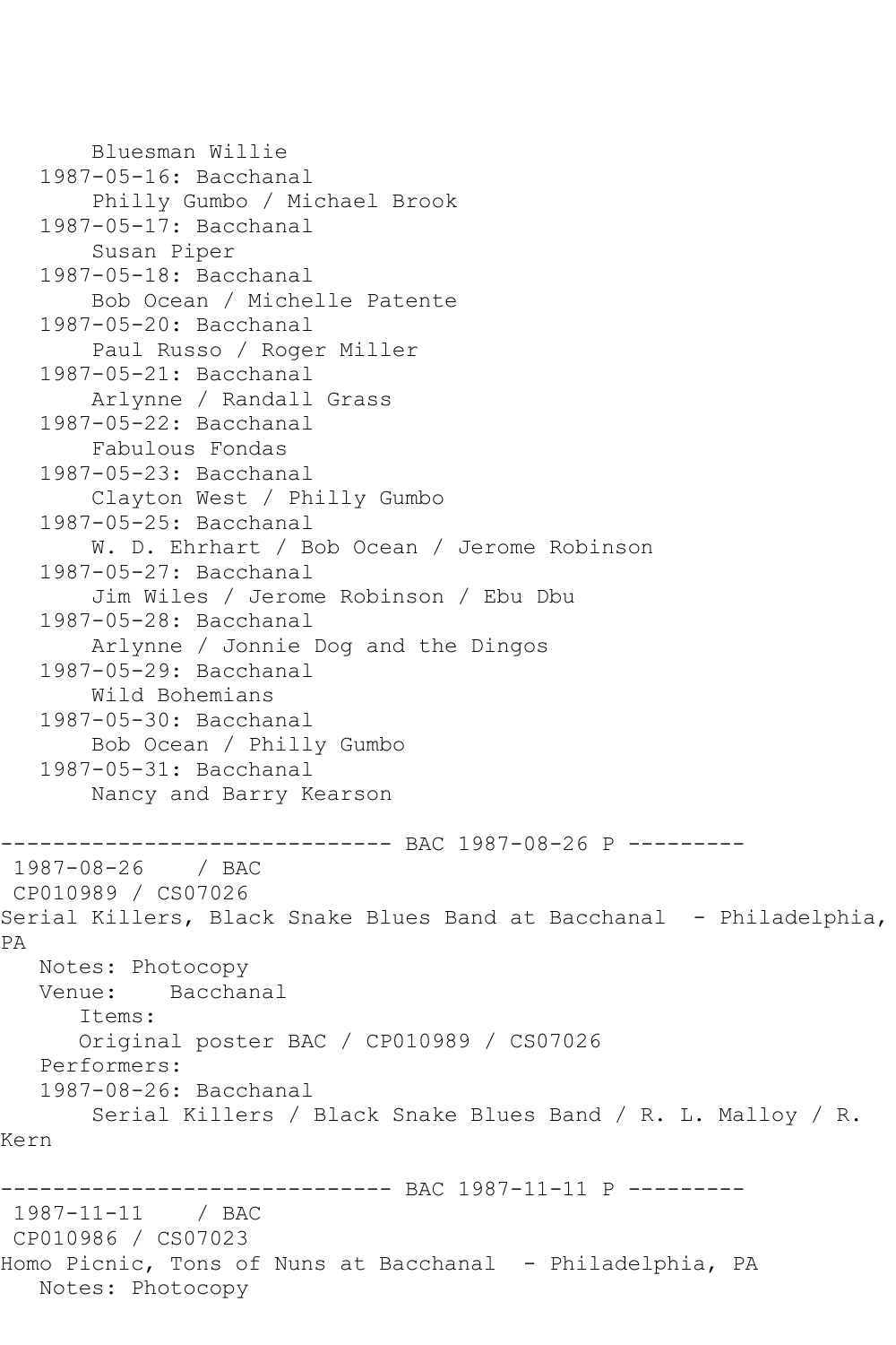Bluesman Willie
1987-05-16: Bacchanal
Philly Gumbo / Michael Brook
1987-05-17: Bacchanal
Susan Piper
1987-05-18: Bacchanal
Bob Ocean / Michelle Patente
1987-05-20: Bacchanal
Paul Russo / Roger Miller
1987-05-21: Bacchanal
Arlynne / Randall Grass
1987-05-22: Bacchanal
Fabulous Fondas
1987-05-23: Bacchanal
Clayton West / Philly Gumbo
1987-05-25: Bacchanal
W. D. Ehrhart / Bob Ocean / Jerome Robinson
1987-05-27: Bacchanal
Jim Wiles / Jerome Robinson / Ebu Dbu
1987-05-28: Bacchanal
Arlynne / Jonnie Dog and the Dingos
1987-05-29: Bacchanal
Wild Bohemians
1987-05-30: Bacchanal
Bob Ocean / Philly Gumbo
1987-05-31: Bacchanal
Nancy and Barry Kearson

------------------------------ BAC 1987-08-26 P ---------
1987-08-26 / BAC
CP010989 / CS07026
Serial Killers, Black Snake Blues Band at Bacchanal - Philadelphia, PA
Notes: Photocopy
Venue: Bacchanal
Items:
Original poster BAC / CP010989 / CS07026
Performers:
1987-08-26: Bacchanal
Serial Killers / Black Snake Blues Band / R. L. Malloy / R. Kern

------------------------------ BAC 1987-11-11 P ---------
1987-11-11 / BAC
CP010986 / CS07023
Homo Picnic, Tons of Nuns at Bacchanal - Philadelphia, PA
Notes: Photocopy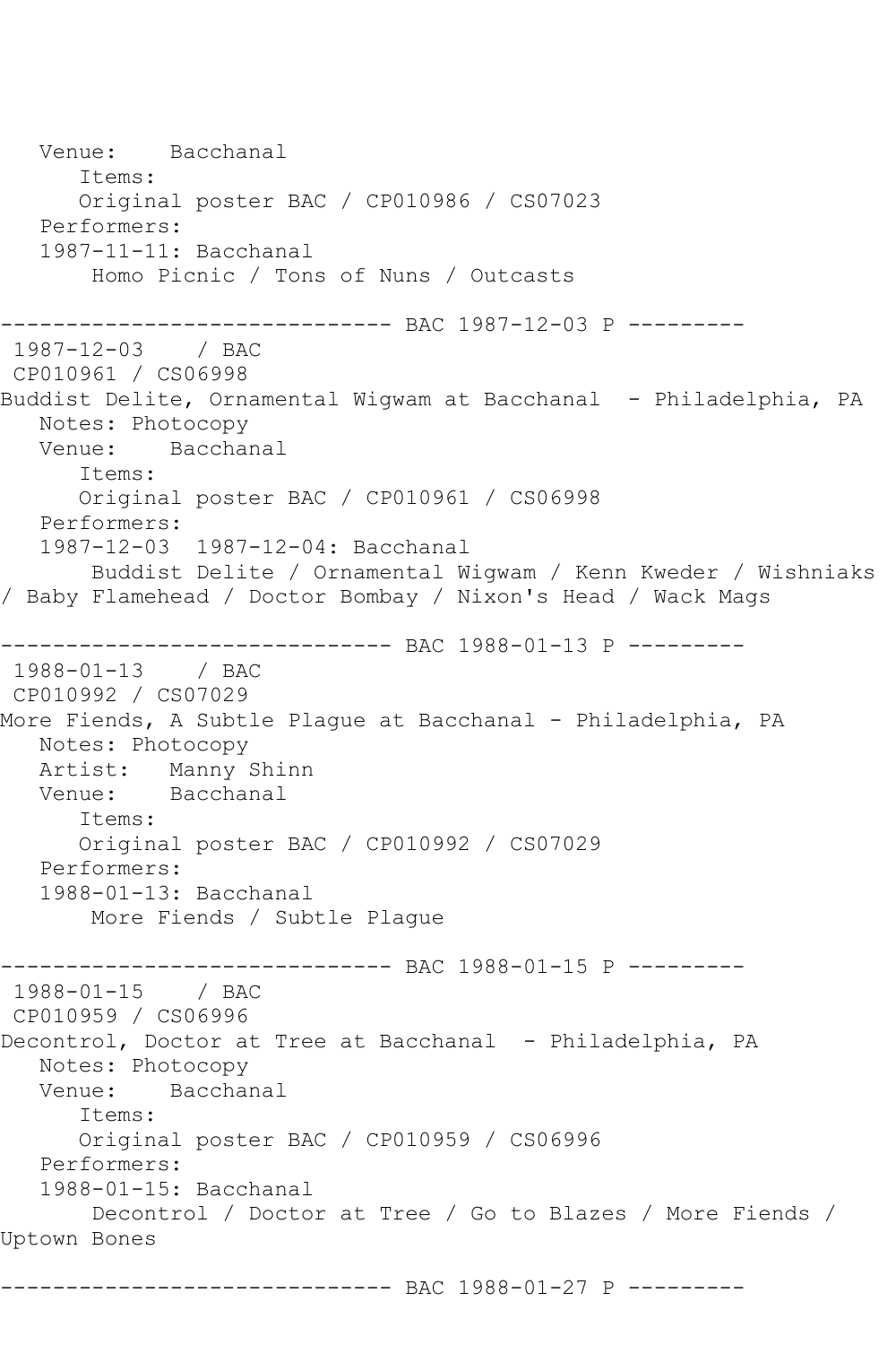```
   Venue:    Bacchanal
      Items:
      Original poster BAC / CP010986 / CS07023
   Performers:
   1987-11-11: Bacchanal
       Homo Picnic / Tons of Nuns / Outcasts

------------------------------ BAC 1987-12-03 P ---------
 1987-12-03    / BAC
 CP010961 / CS06998
Buddist Delite, Ornamental Wigwam at Bacchanal  - Philadelphia, PA
   Notes: Photocopy
   Venue:    Bacchanal
      Items:
      Original poster BAC / CP010961 / CS06998
   Performers:
   1987-12-03  1987-12-04: Bacchanal
       Buddist Delite / Ornamental Wigwam / Kenn Kweder / Wishniaks
/ Baby Flamehead / Doctor Bombay / Nixon's Head / Wack Mags

------------------------------ BAC 1988-01-13 P ---------
 1988-01-13    / BAC
 CP010992 / CS07029
More Fiends, A Subtle Plague at Bacchanal - Philadelphia, PA
   Notes: Photocopy
   Artist:   Manny Shinn
   Venue:    Bacchanal
      Items:
      Original poster BAC / CP010992 / CS07029
   Performers:
   1988-01-13: Bacchanal
       More Fiends / Subtle Plague

------------------------------ BAC 1988-01-15 P ---------
 1988-01-15    / BAC
 CP010959 / CS06996
Decontrol, Doctor at Tree at Bacchanal  - Philadelphia, PA
   Notes: Photocopy
   Venue:    Bacchanal
      Items:
      Original poster BAC / CP010959 / CS06996
   Performers:
   1988-01-15: Bacchanal
       Decontrol / Doctor at Tree / Go to Blazes / More Fiends /
Uptown Bones

------------------------------ BAC 1988-01-27 P ---------
```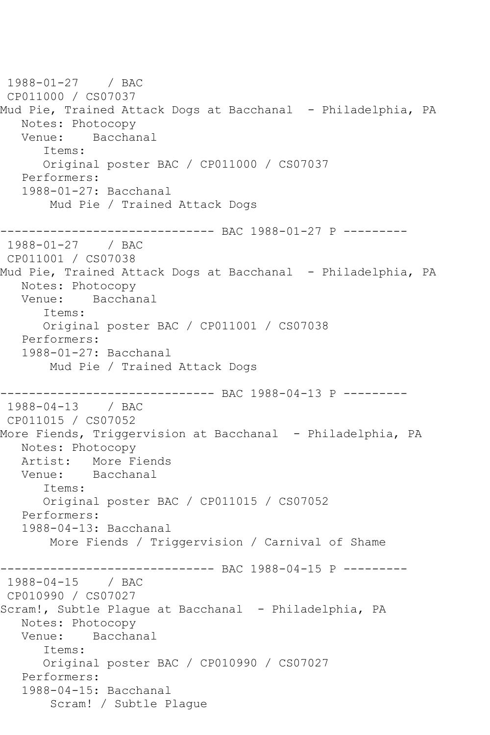1988-01-27 / BAC
CP011000 / CS07037
Mud Pie, Trained Attack Dogs at Bacchanal - Philadelphia, PA
Notes: Photocopy
Venue: Bacchanal
Items:
Original poster BAC / CP011000 / CS07037
Performers:
1988-01-27: Bacchanal
Mud Pie / Trained Attack Dogs

------------------------------ BAC 1988-01-27 P ---------

1988-01-27 / BAC
CP011001 / CS07038
Mud Pie, Trained Attack Dogs at Bacchanal - Philadelphia, PA
Notes: Photocopy
Venue: Bacchanal
Items:
Original poster BAC / CP011001 / CS07038
Performers:
1988-01-27: Bacchanal
Mud Pie / Trained Attack Dogs

------------------------------ BAC 1988-04-13 P ---------

1988-04-13 / BAC
CP011015 / CS07052
More Fiends, Triggervision at Bacchanal - Philadelphia, PA
Notes: Photocopy
Artist: More Fiends
Venue: Bacchanal
Items:
Original poster BAC / CP011015 / CS07052
Performers:
1988-04-13: Bacchanal
More Fiends / Triggervision / Carnival of Shame

------------------------------ BAC 1988-04-15 P ---------

1988-04-15 / BAC
CP010990 / CS07027
Scram!, Subtle Plague at Bacchanal - Philadelphia, PA
Notes: Photocopy
Venue: Bacchanal
Items:
Original poster BAC / CP010990 / CS07027
Performers:
1988-04-15: Bacchanal
Scram! / Subtle Plague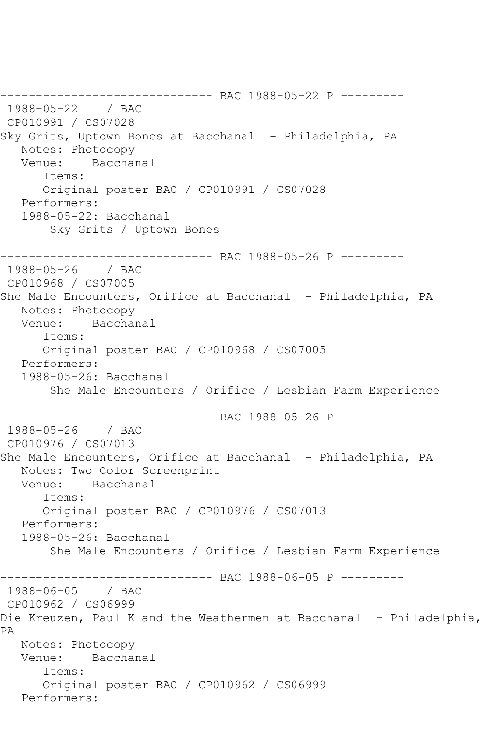------------------------------ BAC 1988-05-22 P ---------
1988-05-22 / BAC
CP010991 / CS07028
Sky Grits, Uptown Bones at Bacchanal - Philadelphia, PA
Notes: Photocopy
Venue: Bacchanal
Items:
Original poster BAC / CP010991 / CS07028
Performers:
1988-05-22: Bacchanal
Sky Grits / Uptown Bones

------------------------------ BAC 1988-05-26 P ---------
1988-05-26 / BAC
CP010968 / CS07005
She Male Encounters, Orifice at Bacchanal - Philadelphia, PA
Notes: Photocopy
Venue: Bacchanal
Items:
Original poster BAC / CP010968 / CS07005
Performers:
1988-05-26: Bacchanal
She Male Encounters / Orifice / Lesbian Farm Experience

------------------------------ BAC 1988-05-26 P ---------
1988-05-26 / BAC
CP010976 / CS07013
She Male Encounters, Orifice at Bacchanal - Philadelphia, PA
Notes: Two Color Screenprint
Venue: Bacchanal
Items:
Original poster BAC / CP010976 / CS07013
Performers:
1988-05-26: Bacchanal
She Male Encounters / Orifice / Lesbian Farm Experience

------------------------------ BAC 1988-06-05 P ---------
1988-06-05 / BAC
CP010962 / CS06999
Die Kreuzen, Paul K and the Weathermen at Bacchanal - Philadelphia, PA
Notes: Photocopy
Venue: Bacchanal
Items:
Original poster BAC / CP010962 / CS06999
Performers: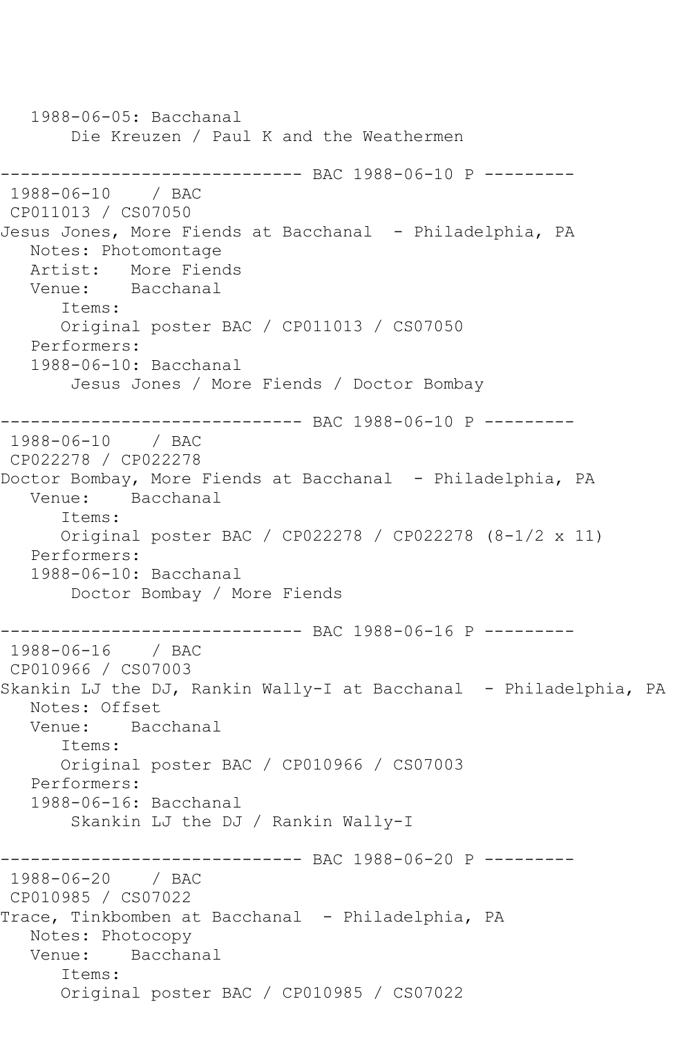```
   1988-06-05: Bacchanal
        Die Kreuzen / Paul K and the Weathermen

------------------------------ BAC 1988-06-10 P ---------
 1988-06-10    / BAC
 CP011013 / CS07050
Jesus Jones, More Fiends at Bacchanal  - Philadelphia, PA
   Notes: Photomontage
   Artist:   More Fiends
   Venue:    Bacchanal
      Items:
      Original poster BAC / CP011013 / CS07050
   Performers:
   1988-06-10: Bacchanal
        Jesus Jones / More Fiends / Doctor Bombay

------------------------------ BAC 1988-06-10 P ---------
 1988-06-10    / BAC
 CP022278 / CP022278
Doctor Bombay, More Fiends at Bacchanal  - Philadelphia, PA
   Venue:    Bacchanal
      Items:
      Original poster BAC / CP022278 / CP022278 (8-1/2 x 11)
   Performers:
   1988-06-10: Bacchanal
        Doctor Bombay / More Fiends

------------------------------ BAC 1988-06-16 P ---------
 1988-06-16    / BAC
 CP010966 / CS07003
Skankin LJ the DJ, Rankin Wally-I at Bacchanal  - Philadelphia, PA
   Notes: Offset
   Venue:    Bacchanal
      Items:
      Original poster BAC / CP010966 / CS07003
   Performers:
   1988-06-16: Bacchanal
        Skankin LJ the DJ / Rankin Wally-I

------------------------------ BAC 1988-06-20 P ---------
 1988-06-20    / BAC
 CP010985 / CS07022
Trace, Tinkbomben at Bacchanal  - Philadelphia, PA
   Notes: Photocopy
   Venue:    Bacchanal
      Items:
      Original poster BAC / CP010985 / CS07022
```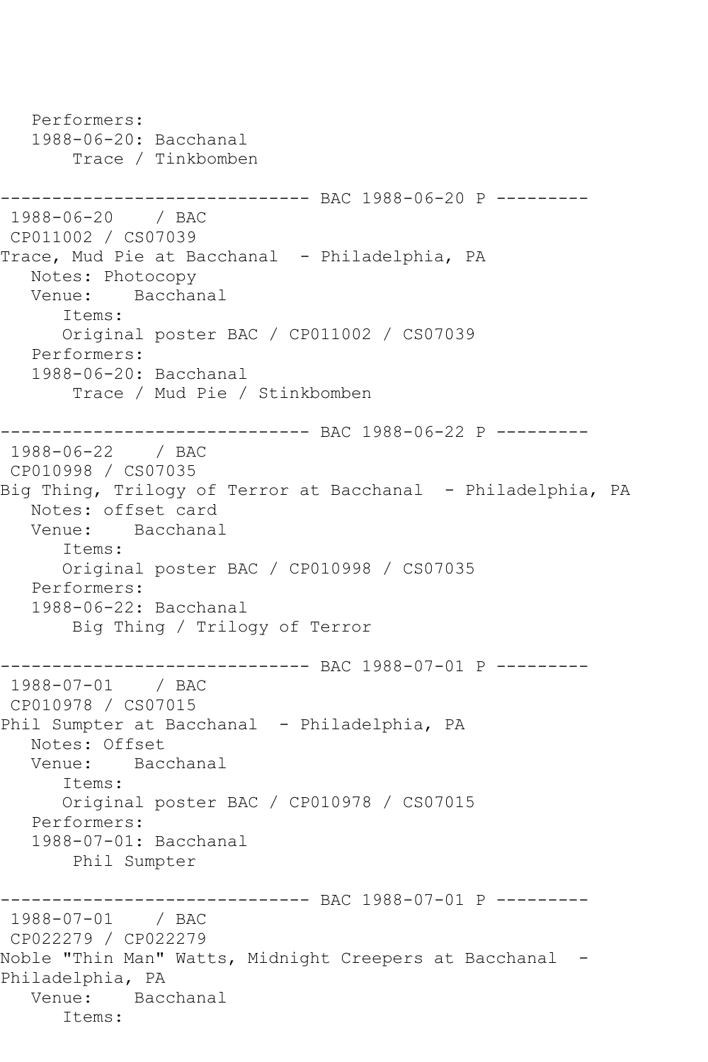```
   Performers:
   1988-06-20: Bacchanal
       Trace / Tinkbomben

------------------------------ BAC 1988-06-20 P ---------
 1988-06-20    / BAC
 CP011002 / CS07039
Trace, Mud Pie at Bacchanal  - Philadelphia, PA
   Notes: Photocopy
   Venue:    Bacchanal
      Items:
      Original poster BAC / CP011002 / CS07039
   Performers:
   1988-06-20: Bacchanal
       Trace / Mud Pie / Stinkbomben

------------------------------ BAC 1988-06-22 P ---------
 1988-06-22    / BAC
 CP010998 / CS07035
Big Thing, Trilogy of Terror at Bacchanal  - Philadelphia, PA
   Notes: offset card
   Venue:    Bacchanal
      Items:
      Original poster BAC / CP010998 / CS07035
   Performers:
   1988-06-22: Bacchanal
       Big Thing / Trilogy of Terror

------------------------------ BAC 1988-07-01 P ---------
 1988-07-01    / BAC
 CP010978 / CS07015
Phil Sumpter at Bacchanal  - Philadelphia, PA
   Notes: Offset
   Venue:    Bacchanal
      Items:
      Original poster BAC / CP010978 / CS07015
   Performers:
   1988-07-01: Bacchanal
       Phil Sumpter

------------------------------ BAC 1988-07-01 P ---------
 1988-07-01    / BAC
 CP022279 / CP022279
Noble "Thin Man" Watts, Midnight Creepers at Bacchanal  -
Philadelphia, PA
   Venue:    Bacchanal
      Items:
```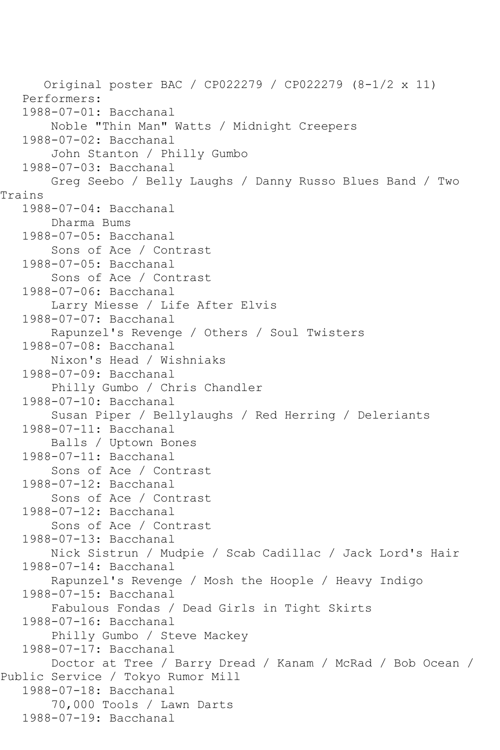Original poster BAC / CP022279 / CP022279 (8-1/2 x 11)

Performers:

1988-07-01: Bacchanal
Noble "Thin Man" Watts / Midnight Creepers

1988-07-02: Bacchanal
John Stanton / Philly Gumbo

1988-07-03: Bacchanal
Greg Seebo / Belly Laughs / Danny Russo Blues Band / Two Trains

1988-07-04: Bacchanal
Dharma Bums

1988-07-05: Bacchanal
Sons of Ace / Contrast

1988-07-05: Bacchanal
Sons of Ace / Contrast

1988-07-06: Bacchanal
Larry Miesse / Life After Elvis

1988-07-07: Bacchanal
Rapunzel's Revenge / Others / Soul Twisters

1988-07-08: Bacchanal
Nixon's Head / Wishniaks

1988-07-09: Bacchanal
Philly Gumbo / Chris Chandler

1988-07-10: Bacchanal
Susan Piper / Bellylaughs / Red Herring / Deleriants

1988-07-11: Bacchanal
Balls / Uptown Bones

1988-07-11: Bacchanal
Sons of Ace / Contrast

1988-07-12: Bacchanal
Sons of Ace / Contrast

1988-07-12: Bacchanal
Sons of Ace / Contrast

1988-07-13: Bacchanal
Nick Sistrun / Mudpie / Scab Cadillac / Jack Lord's Hair

1988-07-14: Bacchanal
Rapunzel's Revenge / Mosh the Hoople / Heavy Indigo

1988-07-15: Bacchanal
Fabulous Fondas / Dead Girls in Tight Skirts

1988-07-16: Bacchanal
Philly Gumbo / Steve Mackey

1988-07-17: Bacchanal
Doctor at Tree / Barry Dread / Kanam / McRad / Bob Ocean / Public Service / Tokyo Rumor Mill

1988-07-18: Bacchanal
70,000 Tools / Lawn Darts

1988-07-19: Bacchanal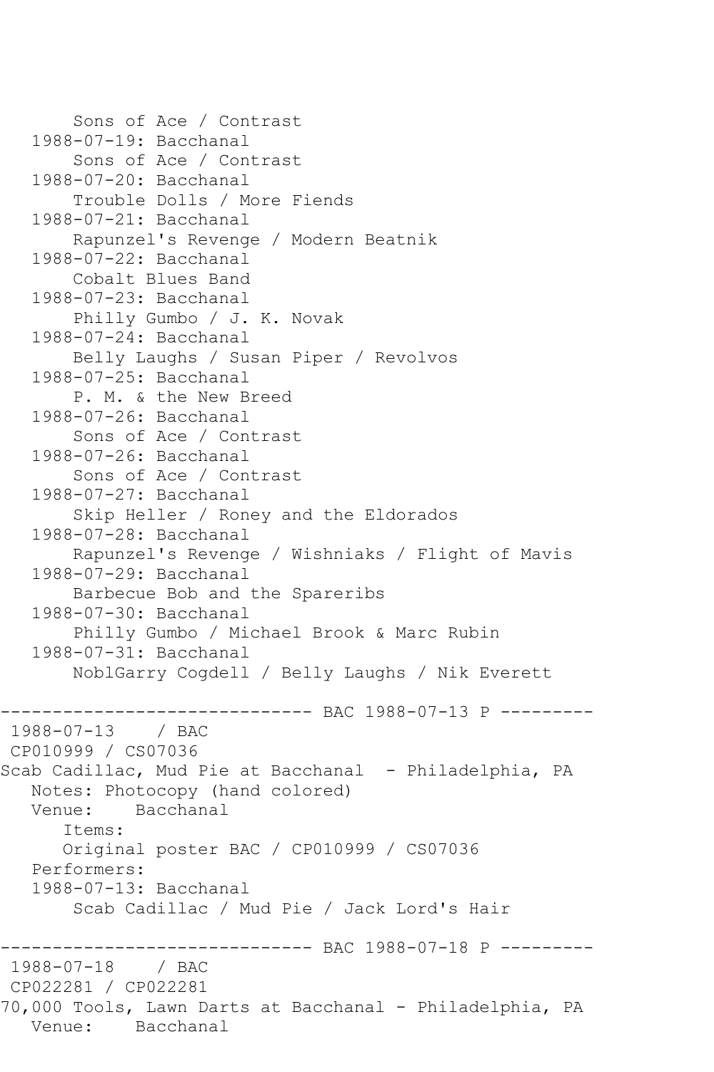```
       Sons of Ace / Contrast
   1988-07-19: Bacchanal
       Sons of Ace / Contrast
   1988-07-20: Bacchanal
       Trouble Dolls / More Fiends
   1988-07-21: Bacchanal
       Rapunzel's Revenge / Modern Beatnik
   1988-07-22: Bacchanal
       Cobalt Blues Band
   1988-07-23: Bacchanal
       Philly Gumbo / J. K. Novak
   1988-07-24: Bacchanal
       Belly Laughs / Susan Piper / Revolvos
   1988-07-25: Bacchanal
       P. M. & the New Breed
   1988-07-26: Bacchanal
       Sons of Ace / Contrast
   1988-07-26: Bacchanal
       Sons of Ace / Contrast
   1988-07-27: Bacchanal
       Skip Heller / Roney and the Eldorados
   1988-07-28: Bacchanal
       Rapunzel's Revenge / Wishniaks / Flight of Mavis
   1988-07-29: Bacchanal
       Barbecue Bob and the Spareribs
   1988-07-30: Bacchanal
       Philly Gumbo / Michael Brook & Marc Rubin
   1988-07-31: Bacchanal
       NoblGarry Cogdell / Belly Laughs / Nik Everett

------------------------------ BAC 1988-07-13 P ---------
 1988-07-13    / BAC
 CP010999 / CS07036
Scab Cadillac, Mud Pie at Bacchanal  - Philadelphia, PA
   Notes: Photocopy (hand colored)
   Venue:    Bacchanal
      Items:
      Original poster BAC / CP010999 / CS07036
   Performers:
   1988-07-13: Bacchanal
       Scab Cadillac / Mud Pie / Jack Lord's Hair

------------------------------ BAC 1988-07-18 P ---------
 1988-07-18    / BAC
 CP022281 / CP022281
70,000 Tools, Lawn Darts at Bacchanal - Philadelphia, PA
   Venue:    Bacchanal
```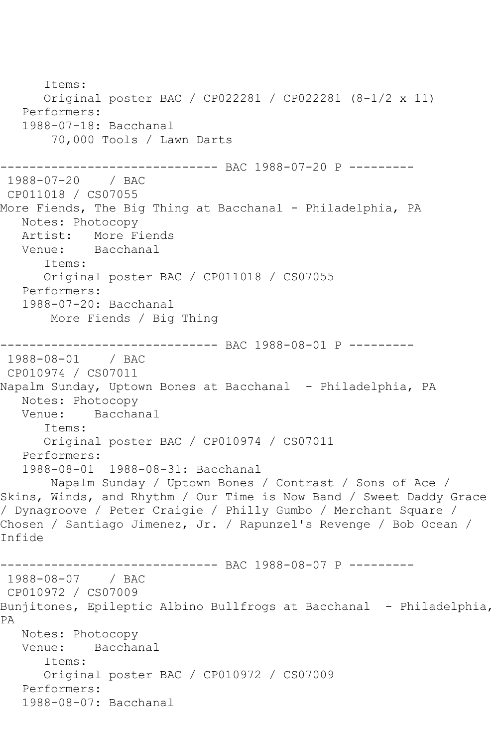Items:
Original poster BAC / CP022281 / CP022281 (8-1/2 x 11)
Performers:
1988-07-18: Bacchanal
70,000 Tools / Lawn Darts

------------------------------ BAC 1988-07-20 P ---------
1988-07-20 / BAC
CP011018 / CS07055
More Fiends, The Big Thing at Bacchanal - Philadelphia, PA
Notes: Photocopy
Artist: More Fiends
Venue: Bacchanal
Items:
Original poster BAC / CP011018 / CS07055
Performers:
1988-07-20: Bacchanal
More Fiends / Big Thing

------------------------------ BAC 1988-08-01 P ---------
1988-08-01 / BAC
CP010974 / CS07011
Napalm Sunday, Uptown Bones at Bacchanal - Philadelphia, PA
Notes: Photocopy
Venue: Bacchanal
Items:
Original poster BAC / CP010974 / CS07011
Performers:
1988-08-01 1988-08-31: Bacchanal
Napalm Sunday / Uptown Bones / Contrast / Sons of Ace / Skins, Winds, and Rhythm / Our Time is Now Band / Sweet Daddy Grace / Dynagroove / Peter Craigie / Philly Gumbo / Merchant Square / Chosen / Santiago Jimenez, Jr. / Rapunzel's Revenge / Bob Ocean / Infide

------------------------------ BAC 1988-08-07 P ---------
1988-08-07 / BAC
CP010972 / CS07009
Bunjitones, Epileptic Albino Bullfrogs at Bacchanal - Philadelphia, PA
Notes: Photocopy
Venue: Bacchanal
Items:
Original poster BAC / CP010972 / CS07009
Performers:
1988-08-07: Bacchanal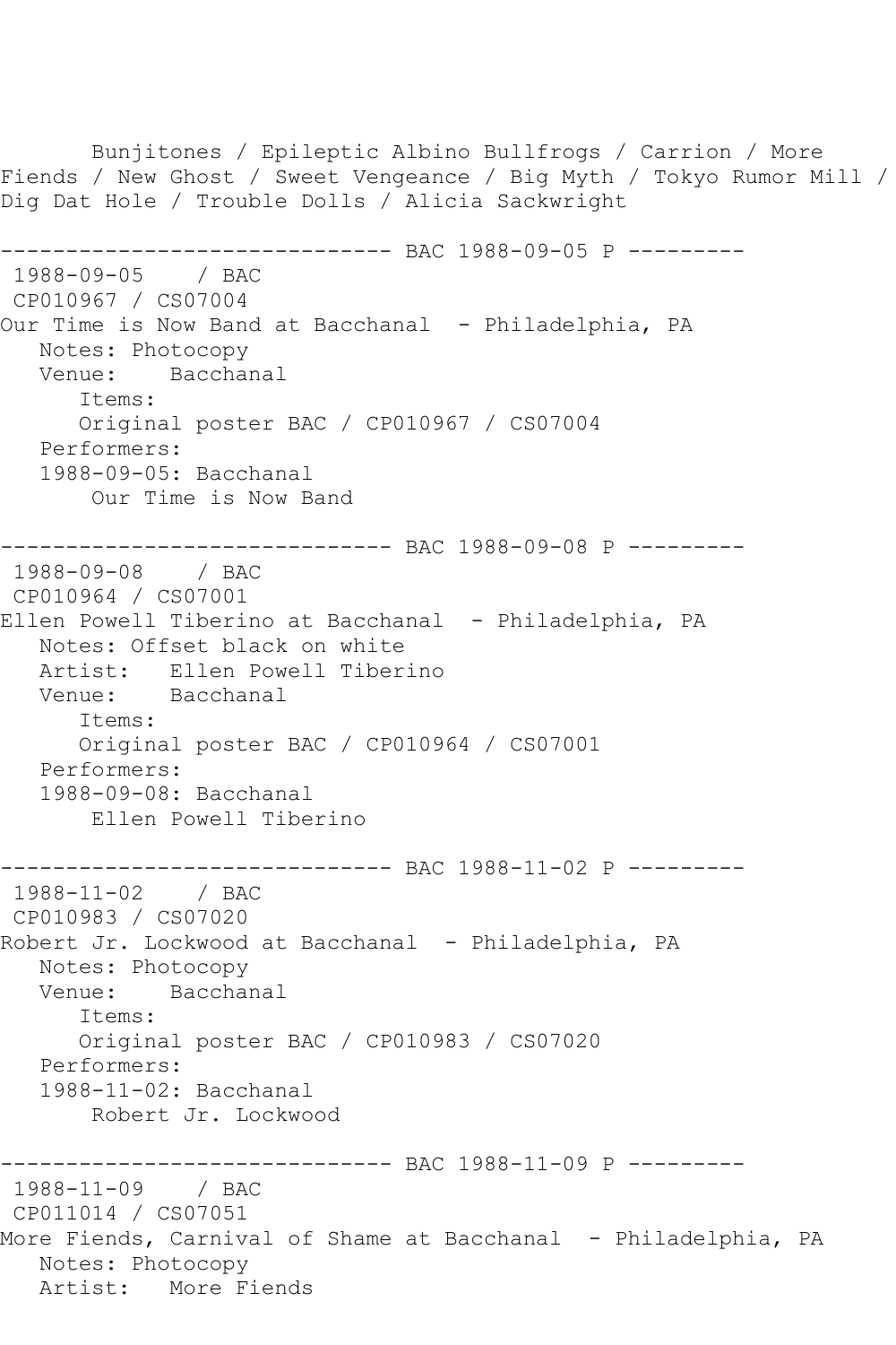Bunjitones / Epileptic Albino Bullfrogs / Carrion / More Fiends / New Ghost / Sweet Vengeance / Big Myth / Tokyo Rumor Mill / Dig Dat Hole / Trouble Dolls / Alicia Sackwright

------------------------------ BAC 1988-09-05 P ---------

1988-09-05 / BAC
CP010967 / CS07004
Our Time is Now Band at Bacchanal - Philadelphia, PA
Notes: Photocopy
Venue: Bacchanal
Items:
Original poster BAC / CP010967 / CS07004
Performers:
1988-09-05: Bacchanal
Our Time is Now Band

------------------------------ BAC 1988-09-08 P ---------

1988-09-08 / BAC
CP010964 / CS07001
Ellen Powell Tiberino at Bacchanal - Philadelphia, PA
Notes: Offset black on white
Artist: Ellen Powell Tiberino
Venue: Bacchanal
Items:
Original poster BAC / CP010964 / CS07001
Performers:
1988-09-08: Bacchanal
Ellen Powell Tiberino

------------------------------ BAC 1988-11-02 P ---------

1988-11-02 / BAC
CP010983 / CS07020
Robert Jr. Lockwood at Bacchanal - Philadelphia, PA
Notes: Photocopy
Venue: Bacchanal
Items:
Original poster BAC / CP010983 / CS07020
Performers:
1988-11-02: Bacchanal
Robert Jr. Lockwood

------------------------------ BAC 1988-11-09 P ---------

1988-11-09 / BAC
CP011014 / CS07051
More Fiends, Carnival of Shame at Bacchanal - Philadelphia, PA
Notes: Photocopy
Artist: More Fiends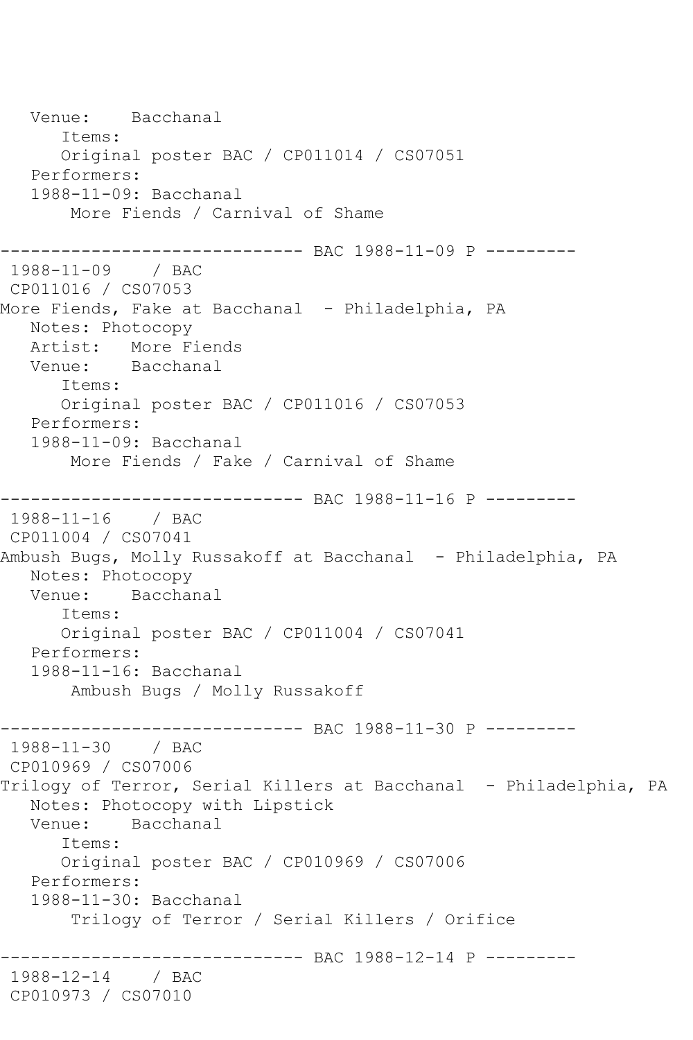```
   Venue:    Bacchanal
      Items:
      Original poster BAC / CP011014 / CS07051
   Performers:
   1988-11-09: Bacchanal
       More Fiends / Carnival of Shame

------------------------------ BAC 1988-11-09 P ---------
 1988-11-09    / BAC
 CP011016 / CS07053
More Fiends, Fake at Bacchanal  - Philadelphia, PA
   Notes: Photocopy
   Artist:   More Fiends
   Venue:    Bacchanal
      Items:
      Original poster BAC / CP011016 / CS07053
   Performers:
   1988-11-09: Bacchanal
       More Fiends / Fake / Carnival of Shame

------------------------------ BAC 1988-11-16 P ---------
 1988-11-16    / BAC
 CP011004 / CS07041
Ambush Bugs, Molly Russakoff at Bacchanal  - Philadelphia, PA
   Notes: Photocopy
   Venue:    Bacchanal
      Items:
      Original poster BAC / CP011004 / CS07041
   Performers:
   1988-11-16: Bacchanal
       Ambush Bugs / Molly Russakoff

------------------------------ BAC 1988-11-30 P ---------
 1988-11-30    / BAC
 CP010969 / CS07006
Trilogy of Terror, Serial Killers at Bacchanal  - Philadelphia, PA
   Notes: Photocopy with Lipstick
   Venue:    Bacchanal
      Items:
      Original poster BAC / CP010969 / CS07006
   Performers:
   1988-11-30: Bacchanal
       Trilogy of Terror / Serial Killers / Orifice

------------------------------ BAC 1988-12-14 P ---------
 1988-12-14    / BAC
 CP010973 / CS07010
```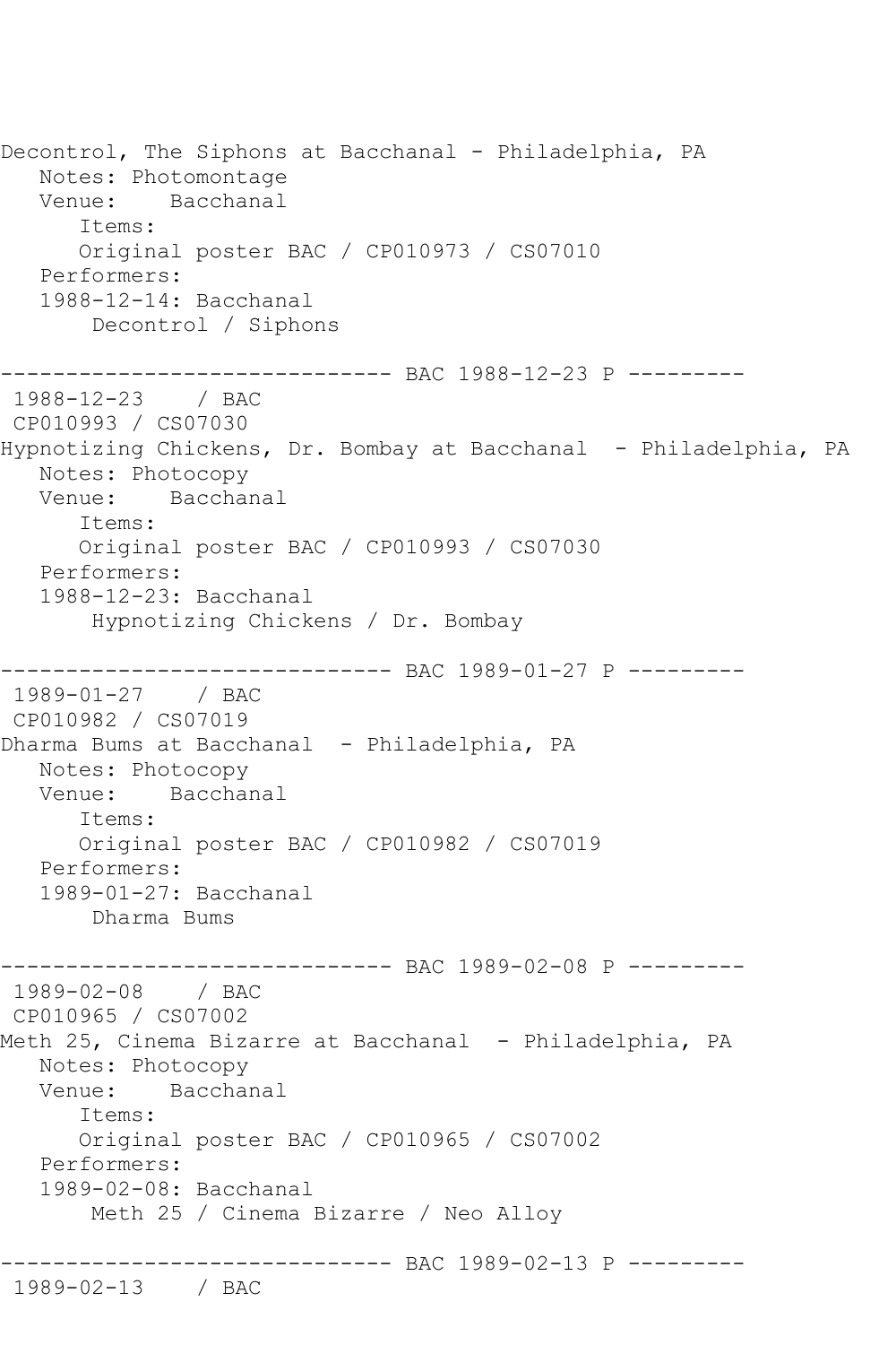```
Decontrol, The Siphons at Bacchanal - Philadelphia, PA
   Notes: Photomontage
   Venue:    Bacchanal
      Items:
      Original poster BAC / CP010973 / CS07010
   Performers:
   1988-12-14: Bacchanal
       Decontrol / Siphons

------------------------------ BAC 1988-12-23 P ---------
 1988-12-23    / BAC
 CP010993 / CS07030
Hypnotizing Chickens, Dr. Bombay at Bacchanal  - Philadelphia, PA
   Notes: Photocopy
   Venue:    Bacchanal
      Items:
      Original poster BAC / CP010993 / CS07030
   Performers:
   1988-12-23: Bacchanal
       Hypnotizing Chickens / Dr. Bombay

------------------------------ BAC 1989-01-27 P ---------
 1989-01-27    / BAC
 CP010982 / CS07019
Dharma Bums at Bacchanal  - Philadelphia, PA
   Notes: Photocopy
   Venue:    Bacchanal
      Items:
      Original poster BAC / CP010982 / CS07019
   Performers:
   1989-01-27: Bacchanal
       Dharma Bums

------------------------------ BAC 1989-02-08 P ---------
 1989-02-08    / BAC
 CP010965 / CS07002
Meth 25, Cinema Bizarre at Bacchanal  - Philadelphia, PA
   Notes: Photocopy
   Venue:    Bacchanal
      Items:
      Original poster BAC / CP010965 / CS07002
   Performers:
   1989-02-08: Bacchanal
       Meth 25 / Cinema Bizarre / Neo Alloy

------------------------------ BAC 1989-02-13 P ---------
 1989-02-13    / BAC
```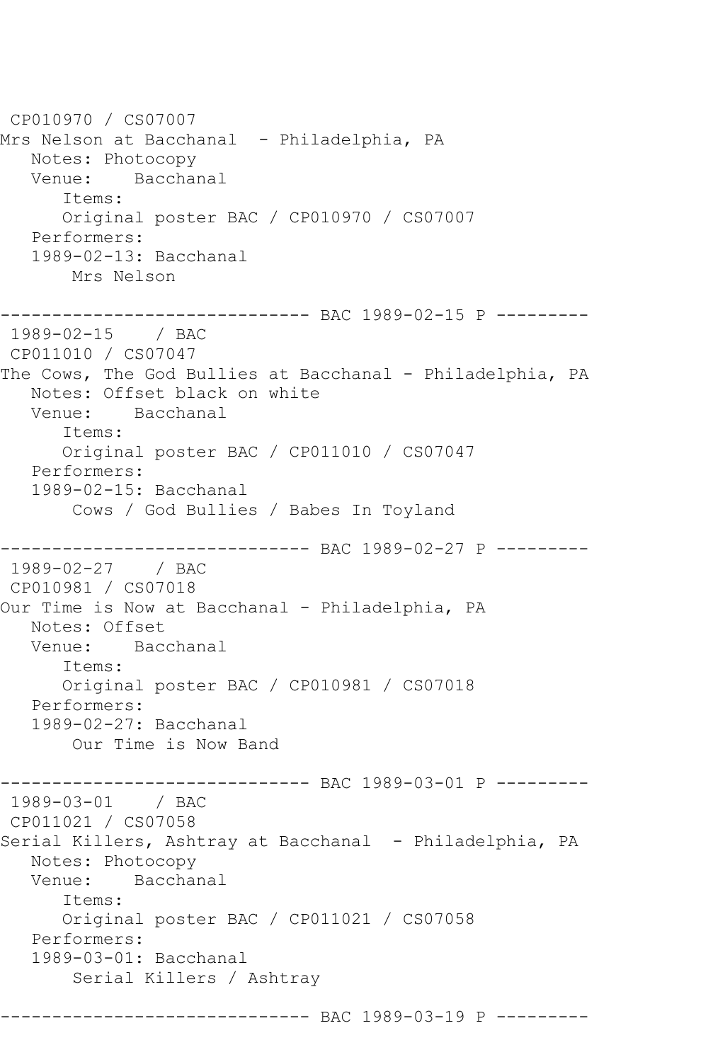```
 CP010970 / CS07007
Mrs Nelson at Bacchanal  - Philadelphia, PA
   Notes: Photocopy
   Venue:    Bacchanal
      Items:
      Original poster BAC / CP010970 / CS07007
   Performers:
   1989-02-13: Bacchanal
       Mrs Nelson

------------------------------ BAC 1989-02-15 P ---------
 1989-02-15    / BAC
 CP011010 / CS07047
The Cows, The God Bullies at Bacchanal - Philadelphia, PA
   Notes: Offset black on white
   Venue:    Bacchanal
      Items:
      Original poster BAC / CP011010 / CS07047
   Performers:
   1989-02-15: Bacchanal
       Cows / God Bullies / Babes In Toyland

------------------------------ BAC 1989-02-27 P ---------
 1989-02-27    / BAC
 CP010981 / CS07018
Our Time is Now at Bacchanal - Philadelphia, PA
   Notes: Offset
   Venue:    Bacchanal
      Items:
      Original poster BAC / CP010981 / CS07018
   Performers:
   1989-02-27: Bacchanal
       Our Time is Now Band

------------------------------ BAC 1989-03-01 P ---------
 1989-03-01    / BAC
 CP011021 / CS07058
Serial Killers, Ashtray at Bacchanal  - Philadelphia, PA
   Notes: Photocopy
   Venue:    Bacchanal
      Items:
      Original poster BAC / CP011021 / CS07058
   Performers:
   1989-03-01: Bacchanal
       Serial Killers / Ashtray

------------------------------ BAC 1989-03-19 P ---------
```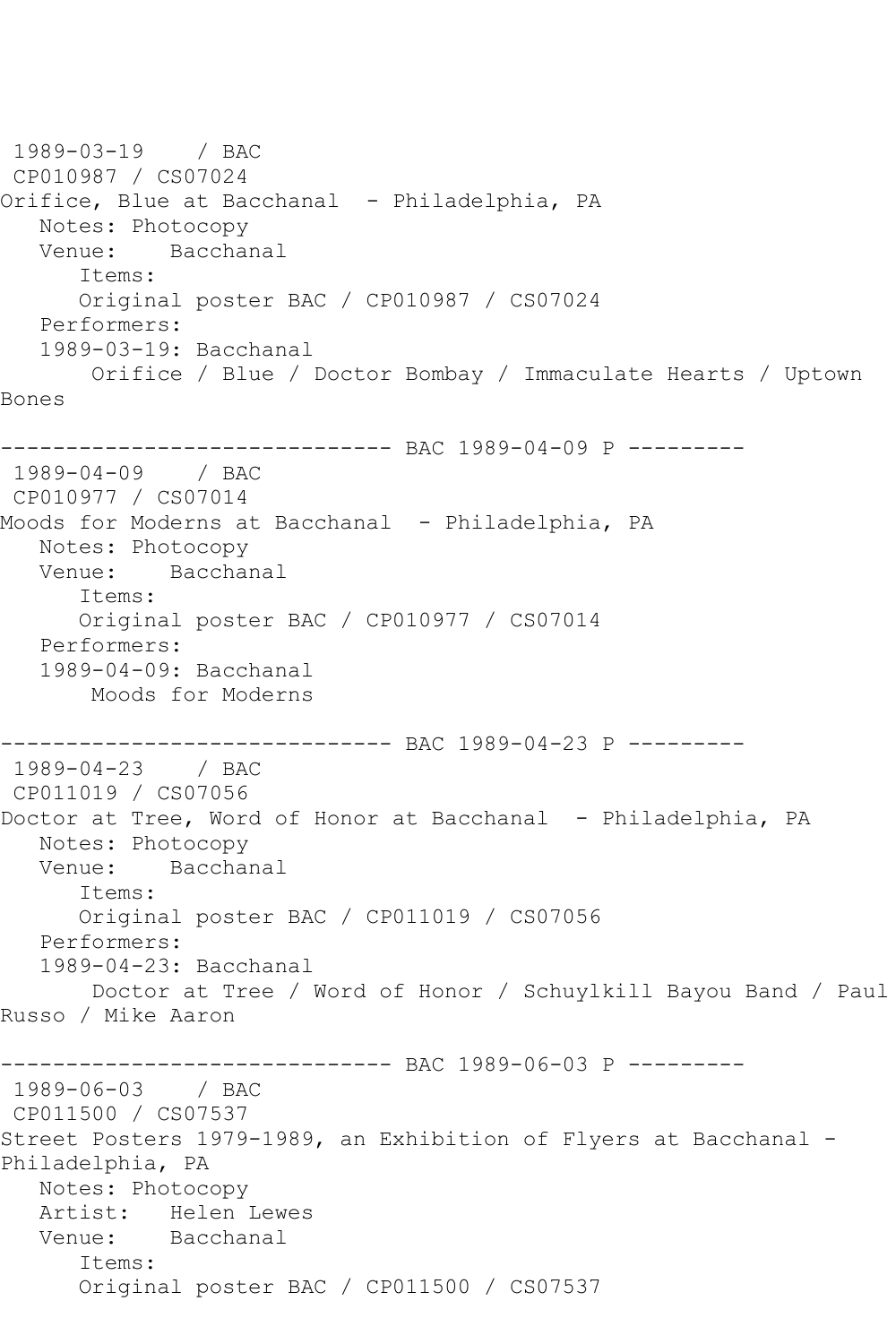1989-03-19    / BAC
CP010987 / CS07024
Orifice, Blue at Bacchanal  - Philadelphia, PA
   Notes: Photocopy
   Venue:    Bacchanal
      Items:
      Original poster BAC / CP010987 / CS07024
   Performers:
   1989-03-19: Bacchanal
       Orifice / Blue / Doctor Bombay / Immaculate Hearts / Uptown Bones

------------------------------ BAC 1989-04-09 P ---------

1989-04-09    / BAC
CP010977 / CS07014
Moods for Moderns at Bacchanal  - Philadelphia, PA
   Notes: Photocopy
   Venue:    Bacchanal
      Items:
      Original poster BAC / CP010977 / CS07014
   Performers:
   1989-04-09: Bacchanal
       Moods for Moderns

------------------------------ BAC 1989-04-23 P ---------

1989-04-23    / BAC
CP011019 / CS07056
Doctor at Tree, Word of Honor at Bacchanal  - Philadelphia, PA
   Notes: Photocopy
   Venue:    Bacchanal
      Items:
      Original poster BAC / CP011019 / CS07056
   Performers:
   1989-04-23: Bacchanal
       Doctor at Tree / Word of Honor / Schuylkill Bayou Band / Paul Russo / Mike Aaron

------------------------------ BAC 1989-06-03 P ---------

1989-06-03    / BAC
CP011500 / CS07537
Street Posters 1979-1989, an Exhibition of Flyers at Bacchanal - Philadelphia, PA
   Notes: Photocopy
   Artist:   Helen Lewes
   Venue:    Bacchanal
      Items:
      Original poster BAC / CP011500 / CS07537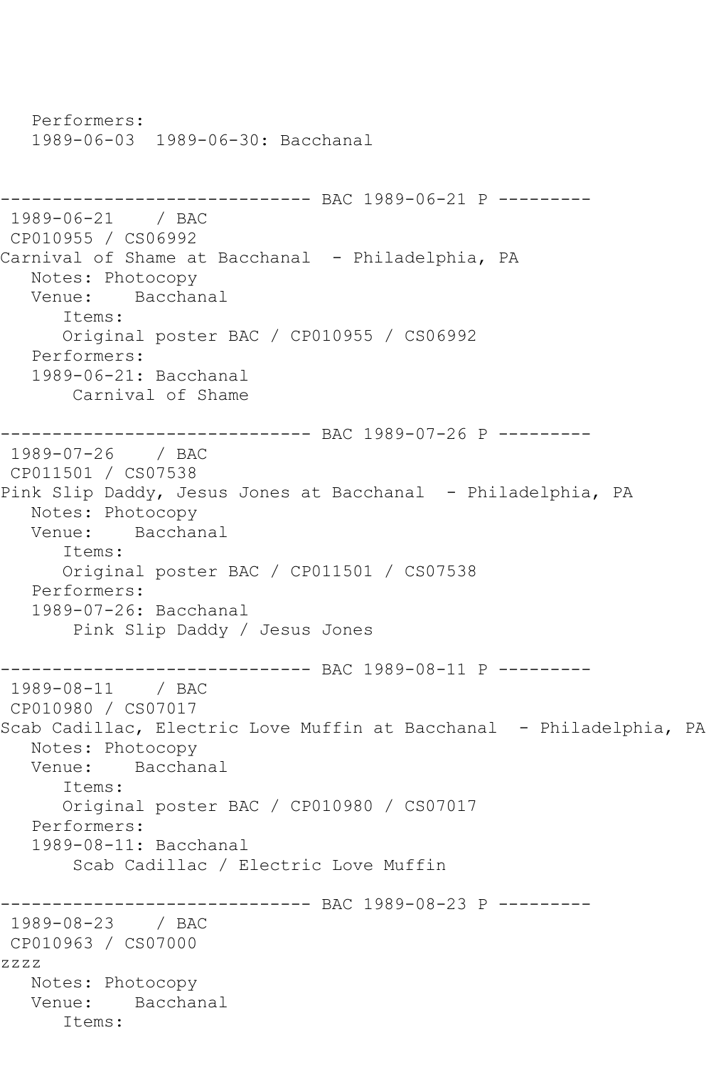```
   Performers:
   1989-06-03  1989-06-30: Bacchanal


------------------------------ BAC 1989-06-21 P ---------
 1989-06-21    / BAC
 CP010955 / CS06992
Carnival of Shame at Bacchanal  - Philadelphia, PA
   Notes: Photocopy
   Venue:    Bacchanal
      Items:
      Original poster BAC / CP010955 / CS06992
   Performers:
   1989-06-21: Bacchanal
       Carnival of Shame

------------------------------ BAC 1989-07-26 P ---------
 1989-07-26    / BAC
 CP011501 / CS07538
Pink Slip Daddy, Jesus Jones at Bacchanal  - Philadelphia, PA
   Notes: Photocopy
   Venue:    Bacchanal
      Items:
      Original poster BAC / CP011501 / CS07538
   Performers:
   1989-07-26: Bacchanal
       Pink Slip Daddy / Jesus Jones

------------------------------ BAC 1989-08-11 P ---------
 1989-08-11    / BAC
 CP010980 / CS07017
Scab Cadillac, Electric Love Muffin at Bacchanal  - Philadelphia, PA
   Notes: Photocopy
   Venue:    Bacchanal
      Items:
      Original poster BAC / CP010980 / CS07017
   Performers:
   1989-08-11: Bacchanal
       Scab Cadillac / Electric Love Muffin

------------------------------ BAC 1989-08-23 P ---------
 1989-08-23    / BAC
 CP010963 / CS07000
zzzz
   Notes: Photocopy
   Venue:    Bacchanal
      Items:
```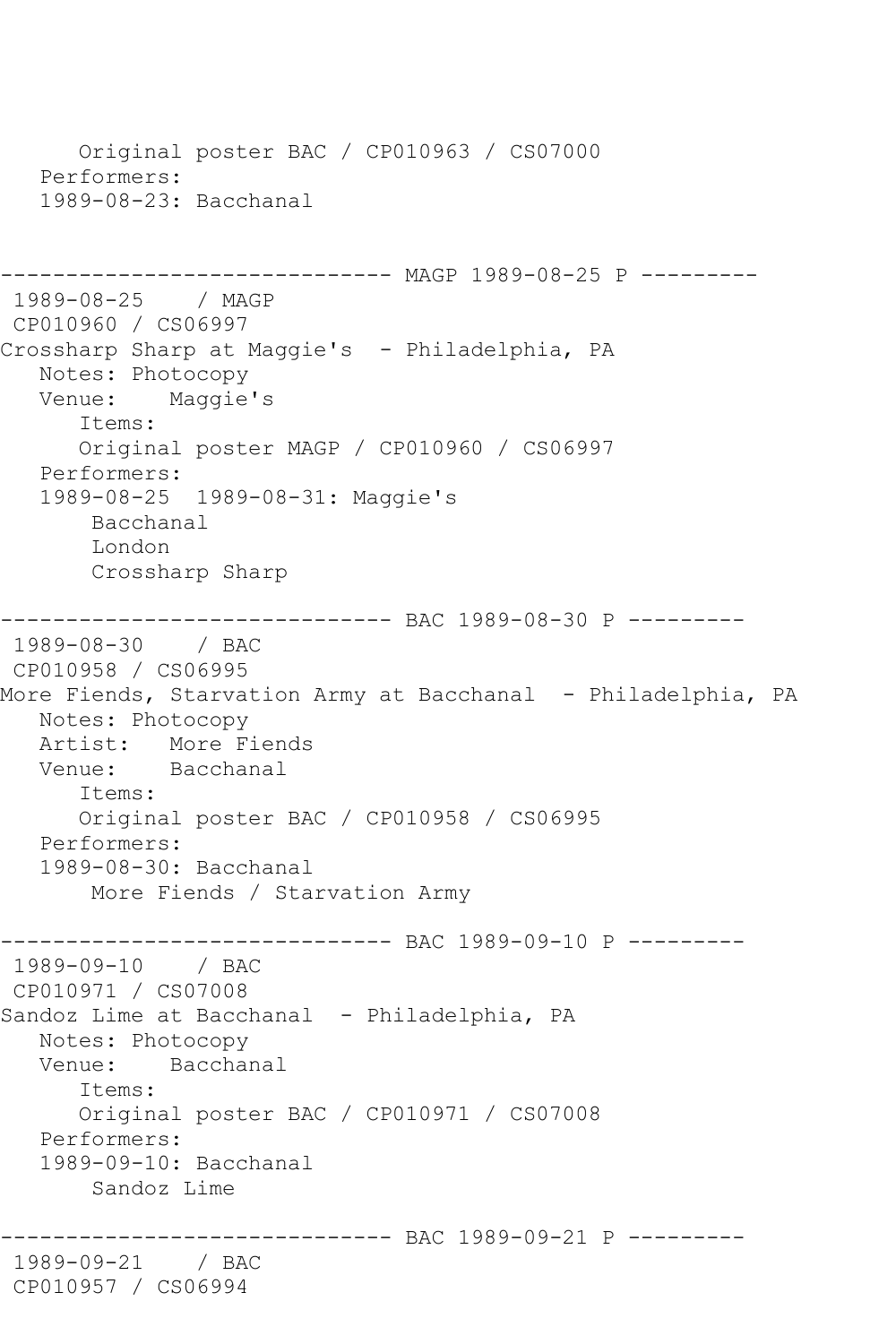```
      Original poster BAC / CP010963 / CS07000
   Performers:
   1989-08-23: Bacchanal


------------------------------ MAGP 1989-08-25 P ---------
 1989-08-25    / MAGP
 CP010960 / CS06997
Crossharp Sharp at Maggie's  - Philadelphia, PA
   Notes: Photocopy
   Venue:    Maggie's
      Items:
      Original poster MAGP / CP010960 / CS06997
   Performers:
   1989-08-25  1989-08-31: Maggie's
       Bacchanal
       London
       Crossharp Sharp

------------------------------ BAC 1989-08-30 P ---------
 1989-08-30    / BAC
 CP010958 / CS06995
More Fiends, Starvation Army at Bacchanal  - Philadelphia, PA
   Notes: Photocopy
   Artist:   More Fiends
   Venue:    Bacchanal
      Items:
      Original poster BAC / CP010958 / CS06995
   Performers:
   1989-08-30: Bacchanal
       More Fiends / Starvation Army

------------------------------ BAC 1989-09-10 P ---------
 1989-09-10    / BAC
 CP010971 / CS07008
Sandoz Lime at Bacchanal  - Philadelphia, PA
   Notes: Photocopy
   Venue:    Bacchanal
      Items:
      Original poster BAC / CP010971 / CS07008
   Performers:
   1989-09-10: Bacchanal
       Sandoz Lime

------------------------------ BAC 1989-09-21 P ---------
 1989-09-21    / BAC
 CP010957 / CS06994
```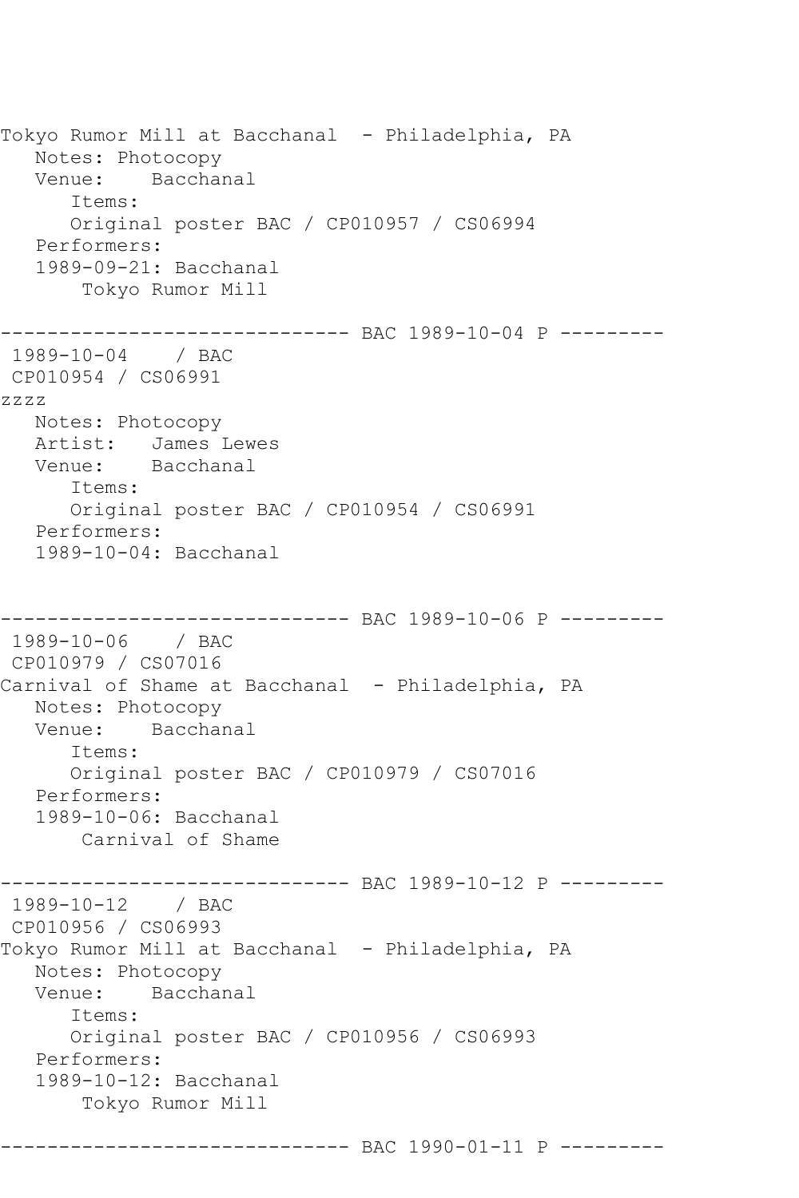```
Tokyo Rumor Mill at Bacchanal  - Philadelphia, PA
   Notes: Photocopy
   Venue:    Bacchanal
      Items:
      Original poster BAC / CP010957 / CS06994
   Performers:
   1989-09-21: Bacchanal
       Tokyo Rumor Mill

------------------------------ BAC 1989-10-04 P ---------
 1989-10-04    / BAC
 CP010954 / CS06991
zzzz
   Notes: Photocopy
   Artist:   James Lewes
   Venue:    Bacchanal
      Items:
      Original poster BAC / CP010954 / CS06991
   Performers:
   1989-10-04: Bacchanal


------------------------------ BAC 1989-10-06 P ---------
 1989-10-06    / BAC
 CP010979 / CS07016
Carnival of Shame at Bacchanal  - Philadelphia, PA
   Notes: Photocopy
   Venue:    Bacchanal
      Items:
      Original poster BAC / CP010979 / CS07016
   Performers:
   1989-10-06: Bacchanal
       Carnival of Shame

------------------------------ BAC 1989-10-12 P ---------
 1989-10-12    / BAC
 CP010956 / CS06993
Tokyo Rumor Mill at Bacchanal  - Philadelphia, PA
   Notes: Photocopy
   Venue:    Bacchanal
      Items:
      Original poster BAC / CP010956 / CS06993
   Performers:
   1989-10-12: Bacchanal
       Tokyo Rumor Mill

------------------------------ BAC 1990-01-11 P ---------
```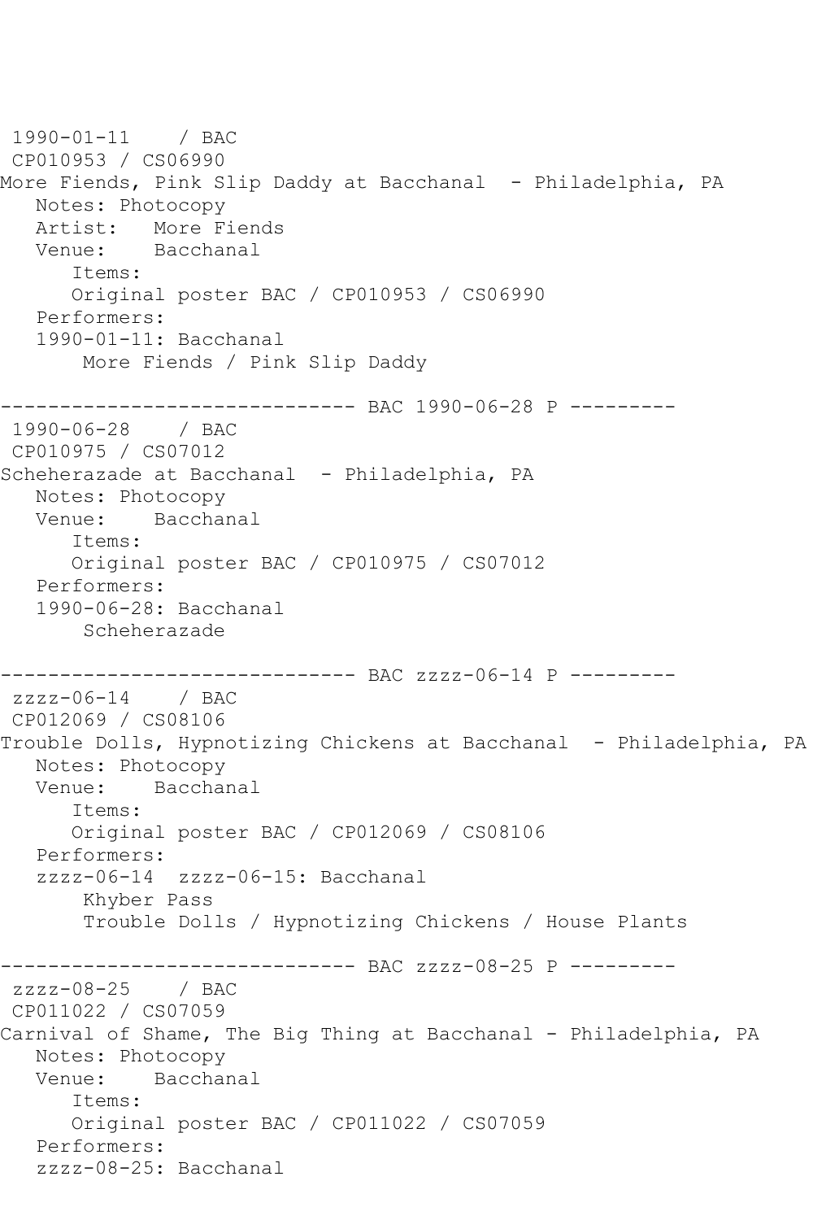1990-01-11 / BAC
CP010953 / CS06990
More Fiends, Pink Slip Daddy at Bacchanal - Philadelphia, PA
Notes: Photocopy
Artist: More Fiends
Venue: Bacchanal
Items:
Original poster BAC / CP010953 / CS06990
Performers:
1990-01-11: Bacchanal
More Fiends / Pink Slip Daddy

------------------------------ BAC 1990-06-28 P ---------
1990-06-28 / BAC
CP010975 / CS07012
Scheherazade at Bacchanal - Philadelphia, PA
Notes: Photocopy
Venue: Bacchanal
Items:
Original poster BAC / CP010975 / CS07012
Performers:
1990-06-28: Bacchanal
Scheherazade

------------------------------ BAC zzzz-06-14 P ---------
zzzz-06-14 / BAC
CP012069 / CS08106
Trouble Dolls, Hypnotizing Chickens at Bacchanal - Philadelphia, PA
Notes: Photocopy
Venue: Bacchanal
Items:
Original poster BAC / CP012069 / CS08106
Performers:
zzzz-06-14 zzzz-06-15: Bacchanal
Khyber Pass
Trouble Dolls / Hypnotizing Chickens / House Plants

------------------------------ BAC zzzz-08-25 P ---------
zzzz-08-25 / BAC
CP011022 / CS07059
Carnival of Shame, The Big Thing at Bacchanal - Philadelphia, PA
Notes: Photocopy
Venue: Bacchanal
Items:
Original poster BAC / CP011022 / CS07059
Performers:
zzzz-08-25: Bacchanal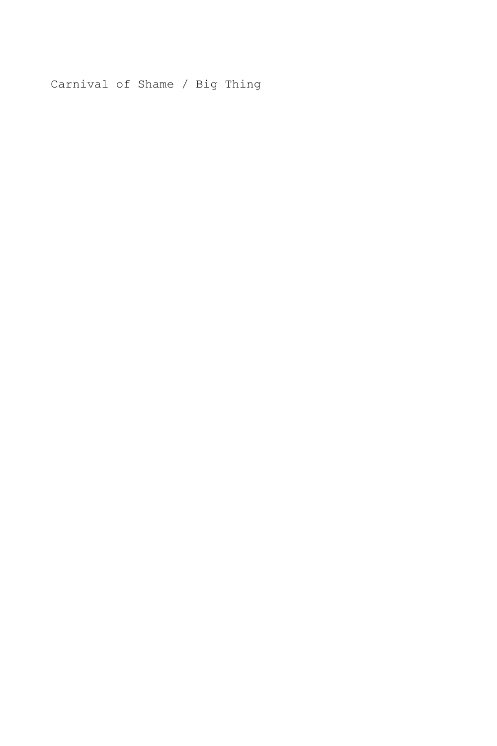Carnival of Shame / Big Thing